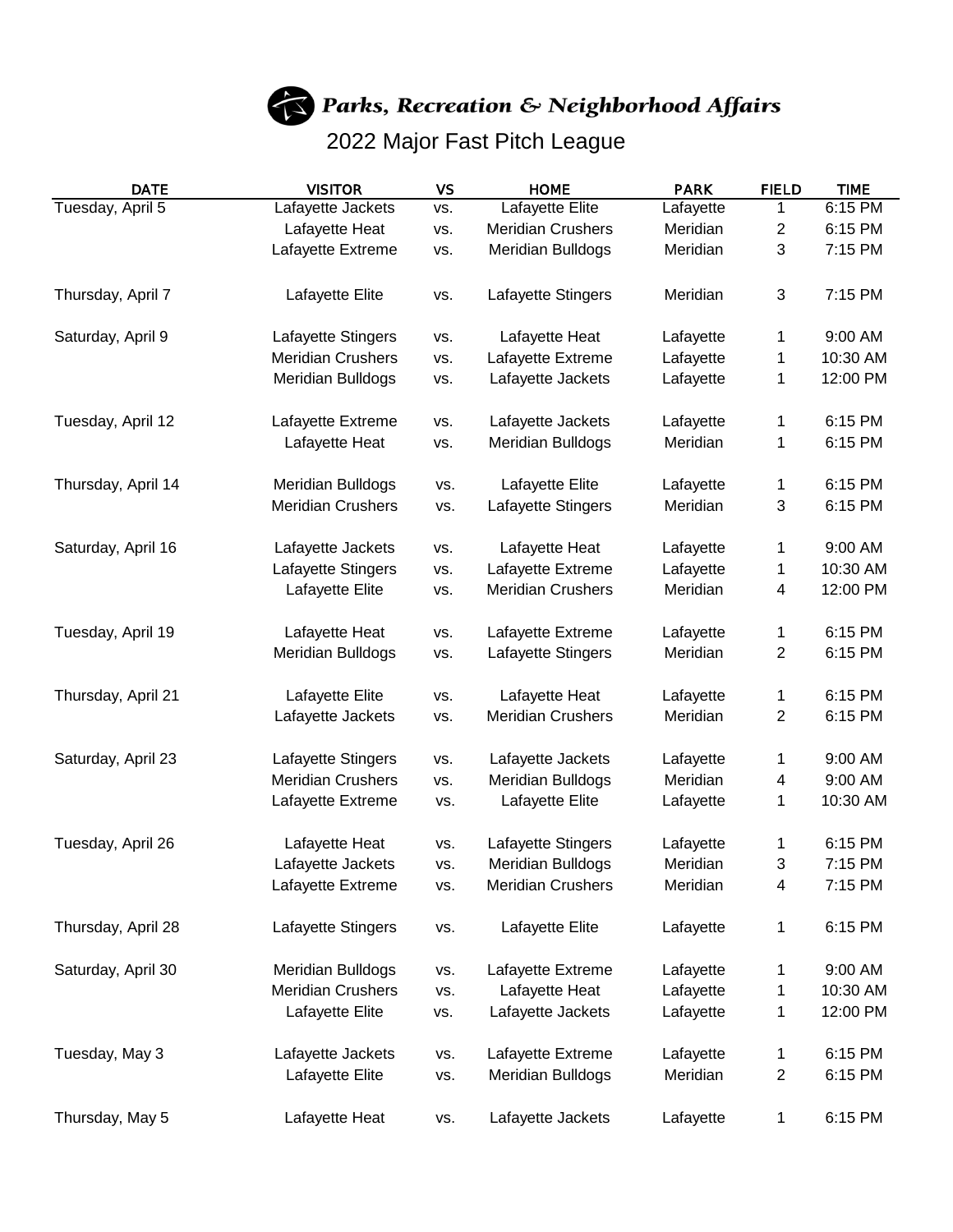# Parks, Recreation & Neighborhood Affairs

## 2022 Major Fast Pitch League

| DATE | VISITOR | VS | HOME | PARK | FIELD | TIME |
|---|---|---|---|---|---|---|
| Tuesday, April 5 | Lafayette Jackets | vs. | Lafayette Elite | Lafayette | 1 | 6:15 PM |
| | Lafayette Heat | vs. | Meridian Crushers | Meridian | 2 | 6:15 PM |
| | Lafayette Extreme | vs. | Meridian Bulldogs | Meridian | 3 | 7:15 PM |
| Thursday, April 7 | Lafayette Elite | vs. | Lafayette Stingers | Meridian | 3 | 7:15 PM |
| Saturday, April 9 | Lafayette Stingers | vs. | Lafayette Heat | Lafayette | 1 | 9:00 AM |
| | Meridian Crushers | vs. | Lafayette Extreme | Lafayette | 1 | 10:30 AM |
| | Meridian Bulldogs | vs. | Lafayette Jackets | Lafayette | 1 | 12:00 PM |
| Tuesday, April 12 | Lafayette Extreme | vs. | Lafayette Jackets | Lafayette | 1 | 6:15 PM |
| | Lafayette Heat | vs. | Meridian Bulldogs | Meridian | 1 | 6:15 PM |
| Thursday, April 14 | Meridian Bulldogs | vs. | Lafayette Elite | Lafayette | 1 | 6:15 PM |
| | Meridian Crushers | vs. | Lafayette Stingers | Meridian | 3 | 6:15 PM |
| Saturday, April 16 | Lafayette Jackets | vs. | Lafayette Heat | Lafayette | 1 | 9:00 AM |
| | Lafayette Stingers | vs. | Lafayette Extreme | Lafayette | 1 | 10:30 AM |
| | Lafayette Elite | vs. | Meridian Crushers | Meridian | 4 | 12:00 PM |
| Tuesday, April 19 | Lafayette Heat | vs. | Lafayette Extreme | Lafayette | 1 | 6:15 PM |
| | Meridian Bulldogs | vs. | Lafayette Stingers | Meridian | 2 | 6:15 PM |
| Thursday, April 21 | Lafayette Elite | vs. | Lafayette Heat | Lafayette | 1 | 6:15 PM |
| | Lafayette Jackets | vs. | Meridian Crushers | Meridian | 2 | 6:15 PM |
| Saturday, April 23 | Lafayette Stingers | vs. | Lafayette Jackets | Lafayette | 1 | 9:00 AM |
| | Meridian Crushers | vs. | Meridian Bulldogs | Meridian | 4 | 9:00 AM |
| | Lafayette Extreme | vs. | Lafayette Elite | Lafayette | 1 | 10:30 AM |
| Tuesday, April 26 | Lafayette Heat | vs. | Lafayette Stingers | Lafayette | 1 | 6:15 PM |
| | Lafayette Jackets | vs. | Meridian Bulldogs | Meridian | 3 | 7:15 PM |
| | Lafayette Extreme | vs. | Meridian Crushers | Meridian | 4 | 7:15 PM |
| Thursday, April 28 | Lafayette Stingers | vs. | Lafayette Elite | Lafayette | 1 | 6:15 PM |
| Saturday, April 30 | Meridian Bulldogs | vs. | Lafayette Extreme | Lafayette | 1 | 9:00 AM |
| | Meridian Crushers | vs. | Lafayette Heat | Lafayette | 1 | 10:30 AM |
| | Lafayette Elite | vs. | Lafayette Jackets | Lafayette | 1 | 12:00 PM |
| Tuesday, May 3 | Lafayette Jackets | vs. | Lafayette Extreme | Lafayette | 1 | 6:15 PM |
| | Lafayette Elite | vs. | Meridian Bulldogs | Meridian | 2 | 6:15 PM |
| Thursday, May 5 | Lafayette Heat | vs. | Lafayette Jackets | Lafayette | 1 | 6:15 PM |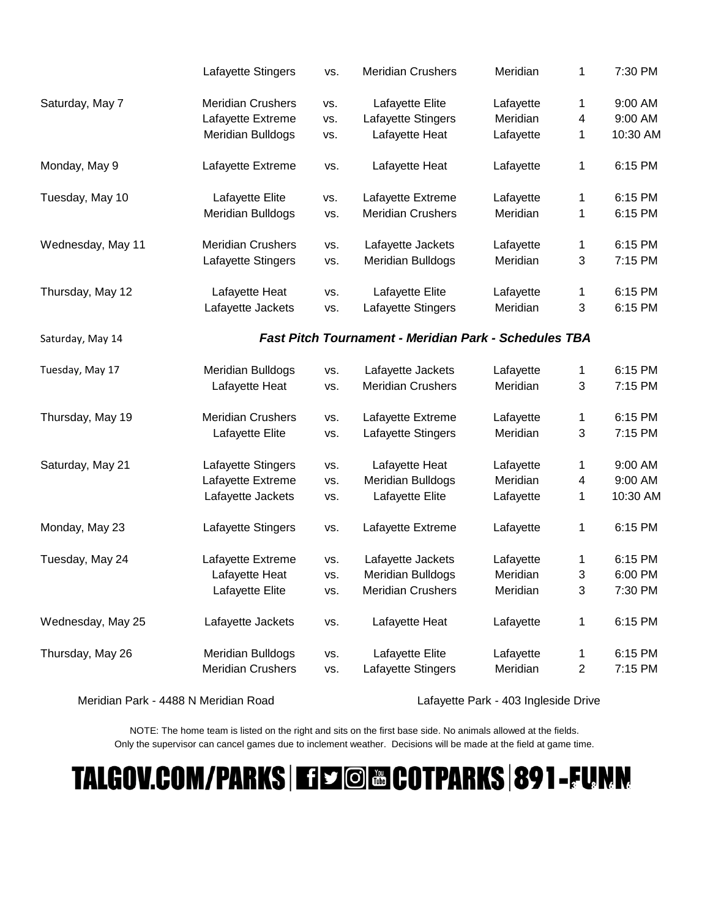| | | | | | | |
|---|---|---|---|---|---|---|
| | Lafayette Stingers | vs. | Meridian Crushers | Meridian | 1 | 7:30 PM |
| Saturday, May 7 | Meridian Crushers | vs. | Lafayette Elite | Lafayette | 1 | 9:00 AM |
| | Lafayette Extreme | vs. | Lafayette Stingers | Meridian | 4 | 9:00 AM |
| | Meridian Bulldogs | vs. | Lafayette Heat | Lafayette | 1 | 10:30 AM |
| Monday, May 9 | Lafayette Extreme | vs. | Lafayette Heat | Lafayette | 1 | 6:15 PM |
| Tuesday, May 10 | Lafayette Elite | vs. | Lafayette Extreme | Lafayette | 1 | 6:15 PM |
| | Meridian Bulldogs | vs. | Meridian Crushers | Meridian | 1 | 6:15 PM |
| Wednesday, May 11 | Meridian Crushers | vs. | Lafayette Jackets | Lafayette | 1 | 6:15 PM |
| | Lafayette Stingers | vs. | Meridian Bulldogs | Meridian | 3 | 7:15 PM |
| Thursday, May 12 | Lafayette Heat | vs. | Lafayette Elite | Lafayette | 1 | 6:15 PM |
| | Lafayette Jackets | vs. | Lafayette Stingers | Meridian | 3 | 6:15 PM |
| Saturday, May 14 | ***Fast Pitch Tournament - Meridian Park - Schedules TBA*** | | | | | |
| Tuesday, May 17 | Meridian Bulldogs | vs. | Lafayette Jackets | Lafayette | 1 | 6:15 PM |
| | Lafayette Heat | vs. | Meridian Crushers | Meridian | 3 | 7:15 PM |
| Thursday, May 19 | Meridian Crushers | vs. | Lafayette Extreme | Lafayette | 1 | 6:15 PM |
| | Lafayette Elite | vs. | Lafayette Stingers | Meridian | 3 | 7:15 PM |
| Saturday, May 21 | Lafayette Stingers | vs. | Lafayette Heat | Lafayette | 1 | 9:00 AM |
| | Lafayette Extreme | vs. | Meridian Bulldogs | Meridian | 4 | 9:00 AM |
| | Lafayette Jackets | vs. | Lafayette Elite | Lafayette | 1 | 10:30 AM |
| Monday, May 23 | Lafayette Stingers | vs. | Lafayette Extreme | Lafayette | 1 | 6:15 PM |
| Tuesday, May 24 | Lafayette Extreme | vs. | Lafayette Jackets | Lafayette | 1 | 6:15 PM |
| | Lafayette Heat | vs. | Meridian Bulldogs | Meridian | 3 | 6:00 PM |
| | Lafayette Elite | vs. | Meridian Crushers | Meridian | 3 | 7:30 PM |
| Wednesday, May 25 | Lafayette Jackets | vs. | Lafayette Heat | Lafayette | 1 | 6:15 PM |
| Thursday, May 26 | Meridian Bulldogs | vs. | Lafayette Elite | Lafayette | 1 | 6:15 PM |
| | Meridian Crushers | vs. | Lafayette Stingers | Meridian | 2 | 7:15 PM |

Meridian Park - 4488 N Meridian Road

Lafayette Park - 403 Ingleside Drive

NOTE: The home team is listed on the right and sits on the first base side. No animals allowed at the fields.
Only the supervisor can cancel games due to inclement weather. Decisions will be made at the field at game time.

**TALGOV.COM/PARKS | COTPARKS | 891-FUNN**